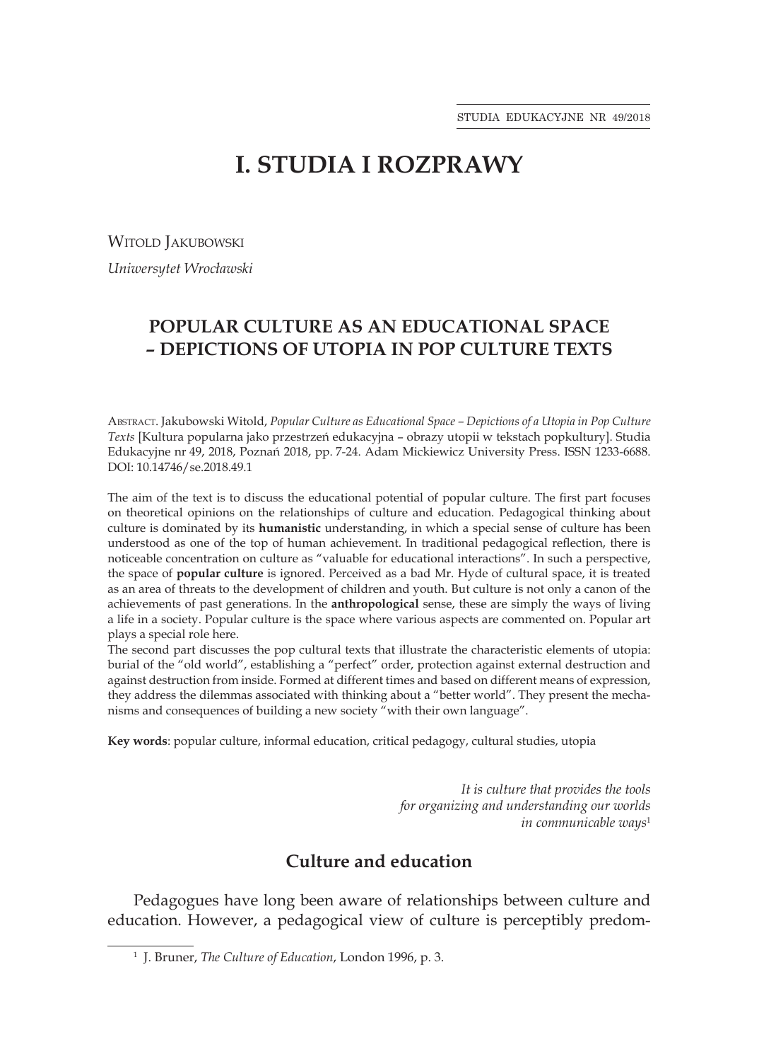# I. STUDIA I ROZPRAWY

Witold Jakubowski

*Uniwersytet Wrocławski*

## POPULAR CULTURE AS AN EDUCATIONAL SPACE – DEPICTIONS OF UTOPIA IN POP CULTURE TEXTS

Abstract. Jakubowski Witold, *Popular Culture as Educational Space – Depictions of a Utopia in Pop Culture Texts* [Kultura popularna jako przestrzeń edukacyjna – obrazy utopii w tekstach popkultury]. Studia Edukacyjne nr 49, 2018, Poznań 2018, pp. 7-24. Adam Mickiewicz University Press. ISSN 1233-6688. DOI: 10.14746/se.2018.49.1

The aim of the text is to discuss the educational potential of popular culture. The first part focuses on theoretical opinions on the relationships of culture and education. Pedagogical thinking about culture is dominated by its **humanistic** understanding, in which a special sense of culture has been understood as one of the top of human achievement. In traditional pedagogical reflection, there is noticeable concentration on culture as "valuable for educational interactions". In such a perspective, the space of **popular culture** is ignored. Perceived as a bad Mr. Hyde of cultural space, it is treated as an area of threats to the development of children and youth. But culture is not only a canon of the achievements of past generations. In the **anthropological** sense, these are simply the ways of living a life in a society. Popular culture is the space where various aspects are commented on. Popular art plays a special role here.

The second part discusses the pop cultural texts that illustrate the characteristic elements of utopia: burial of the "old world", establishing a "perfect" order, protection against external destruction and against destruction from inside. Formed at different times and based on different means of expression, they address the dilemmas associated with thinking about a "better world". They present the mechanisms and consequences of building a new society "with their own language".

**Key words**: popular culture, informal education, critical pedagogy, cultural studies, utopia

*It is culture that provides the tools*
*for organizing and understanding our worlds*
*in communicable ways*[1]

### Culture and education

Pedagogues have long been aware of relationships between culture and education. However, a pedagogical view of culture is perceptibly predom-

[1] J. Bruner, *The Culture of Education*, London 1996, p. 3.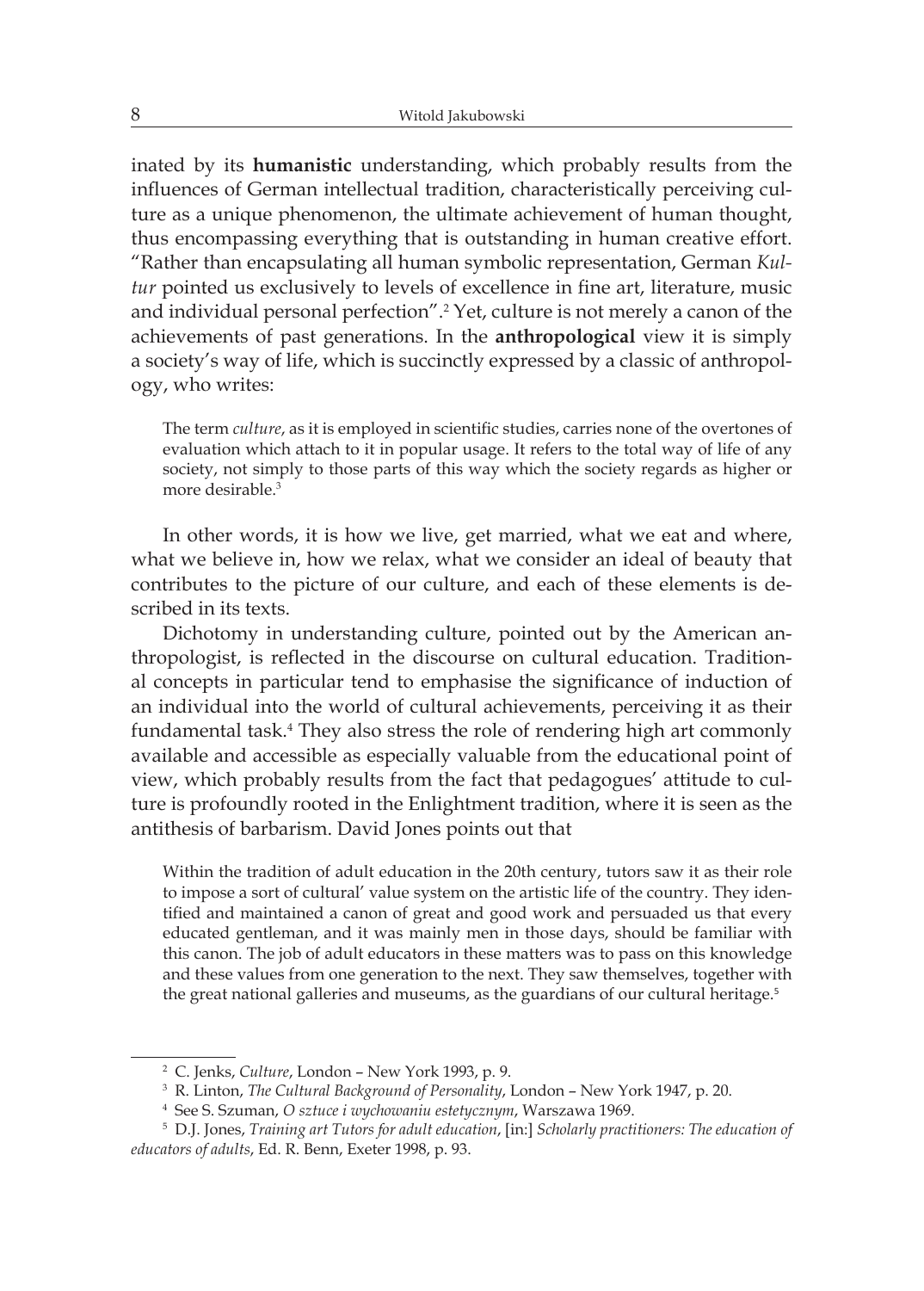inated by its **humanistic** understanding, which probably results from the influences of German intellectual tradition, characteristically perceiving culture as a unique phenomenon, the ultimate achievement of human thought, thus encompassing everything that is outstanding in human creative effort. "Rather than encapsulating all human symbolic representation, German *Kultur* pointed us exclusively to levels of excellence in fine art, literature, music and individual personal perfection".[2] Yet, culture is not merely a canon of the achievements of past generations. In the **anthropological** view it is simply a society's way of life, which is succinctly expressed by a classic of anthropology, who writes:

> The term *culture*, as it is employed in scientific studies, carries none of the overtones of evaluation which attach to it in popular usage. It refers to the total way of life of any society, not simply to those parts of this way which the society regards as higher or more desirable.[3]

In other words, it is how we live, get married, what we eat and where, what we believe in, how we relax, what we consider an ideal of beauty that contributes to the picture of our culture, and each of these elements is described in its texts.

Dichotomy in understanding culture, pointed out by the American anthropologist, is reflected in the discourse on cultural education. Traditional concepts in particular tend to emphasise the significance of induction of an individual into the world of cultural achievements, perceiving it as their fundamental task.[4] They also stress the role of rendering high art commonly available and accessible as especially valuable from the educational point of view, which probably results from the fact that pedagogues' attitude to culture is profoundly rooted in the Enlightment tradition, where it is seen as the antithesis of barbarism. David Jones points out that

> Within the tradition of adult education in the 20th century, tutors saw it as their role to impose a sort of cultural' value system on the artistic life of the country. They identified and maintained a canon of great and good work and persuaded us that every educated gentleman, and it was mainly men in those days, should be familiar with this canon. The job of adult educators in these matters was to pass on this knowledge and these values from one generation to the next. They saw themselves, together with the great national galleries and museums, as the guardians of our cultural heritage.[5]

---

[2] C. Jenks, *Culture*, London – New York 1993, p. 9.

[3] R. Linton, *The Cultural Background of Personality*, London – New York 1947, p. 20.

[4] See S. Szuman, *O sztuce i wychowaniu estetycznym*, Warszawa 1969.

[5] D.J. Jones, *Training art Tutors for adult education*, [in:] *Scholarly practitioners: The education of educators of adults*, Ed. R. Benn, Exeter 1998, p. 93.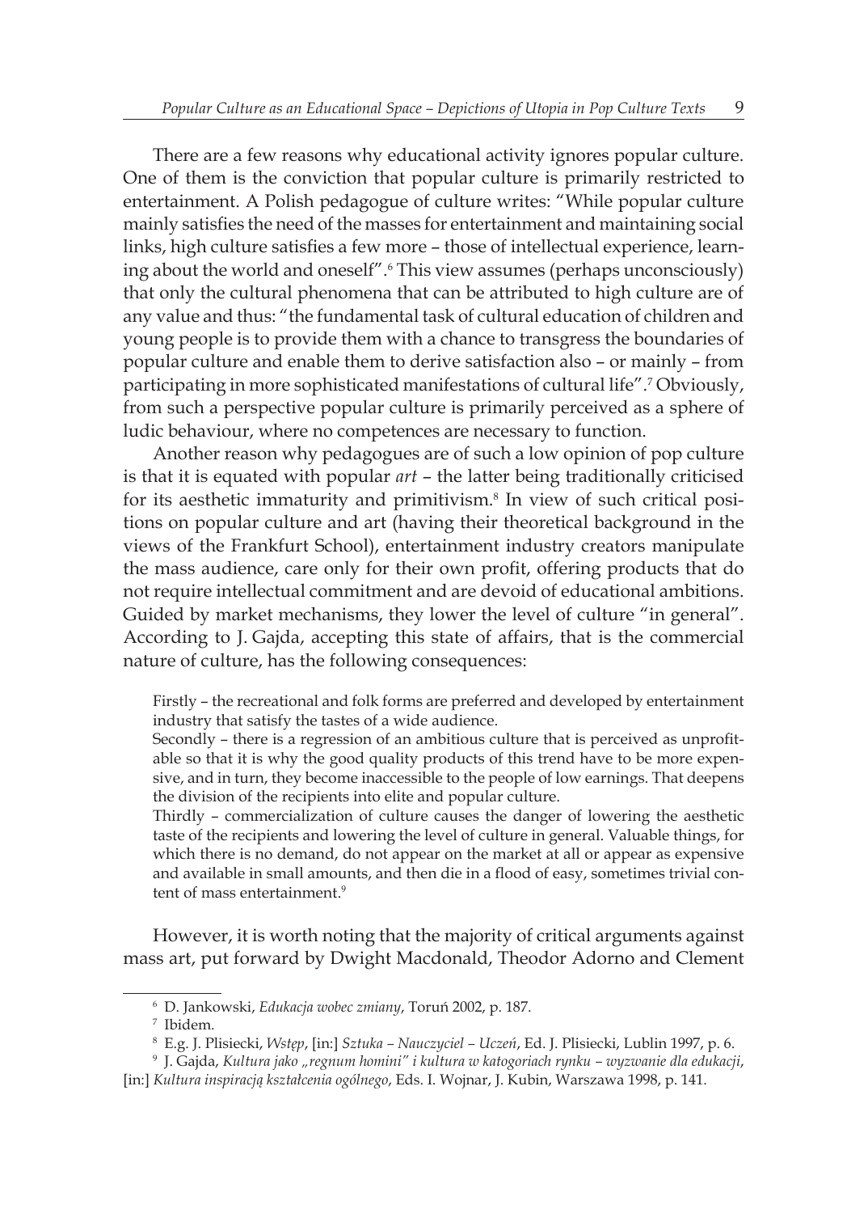There are a few reasons why educational activity ignores popular culture. One of them is the conviction that popular culture is primarily restricted to entertainment. A Polish pedagogue of culture writes: "While popular culture mainly satisfies the need of the masses for entertainment and maintaining social links, high culture satisfies a few more – those of intellectual experience, learning about the world and oneself".[6] This view assumes (perhaps unconsciously) that only the cultural phenomena that can be attributed to high culture are of any value and thus: "the fundamental task of cultural education of children and young people is to provide them with a chance to transgress the boundaries of popular culture and enable them to derive satisfaction also – or mainly – from participating in more sophisticated manifestations of cultural life".[7] Obviously, from such a perspective popular culture is primarily perceived as a sphere of ludic behaviour, where no competences are necessary to function.

Another reason why pedagogues are of such a low opinion of pop culture is that it is equated with popular *art* – the latter being traditionally criticised for its aesthetic immaturity and primitivism.[8] In view of such critical positions on popular culture and art (having their theoretical background in the views of the Frankfurt School), entertainment industry creators manipulate the mass audience, care only for their own profit, offering products that do not require intellectual commitment and are devoid of educational ambitions. Guided by market mechanisms, they lower the level of culture "in general". According to J. Gajda, accepting this state of affairs, that is the commercial nature of culture, has the following consequences:

> Firstly – the recreational and folk forms are preferred and developed by entertainment industry that satisfy the tastes of a wide audience.
> Secondly – there is a regression of an ambitious culture that is perceived as unprofitable so that it is why the good quality products of this trend have to be more expensive, and in turn, they become inaccessible to the people of low earnings. That deepens the division of the recipients into elite and popular culture.
> Thirdly – commercialization of culture causes the danger of lowering the aesthetic taste of the recipients and lowering the level of culture in general. Valuable things, for which there is no demand, do not appear on the market at all or appear as expensive and available in small amounts, and then die in a flood of easy, sometimes trivial content of mass entertainment.[9]

However, it is worth noting that the majority of critical arguments against mass art, put forward by Dwight Macdonald, Theodor Adorno and Clement

---

[6] D. Jankowski, *Edukacja wobec zmiany*, Toruń 2002, p. 187.

[7] Ibidem.

[8] E.g. J. Plisiecki, *Wstęp*, [in:] *Sztuka – Nauczyciel – Uczeń*, Ed. J. Plisiecki, Lublin 1997, p. 6.

[9] J. Gajda, *Kultura jako „regnum homini" i kultura w katogoriach rynku – wyzwanie dla edukacji*, [in:] *Kultura inspiracją kształcenia ogólnego*, Eds. I. Wojnar, J. Kubin, Warszawa 1998, p. 141.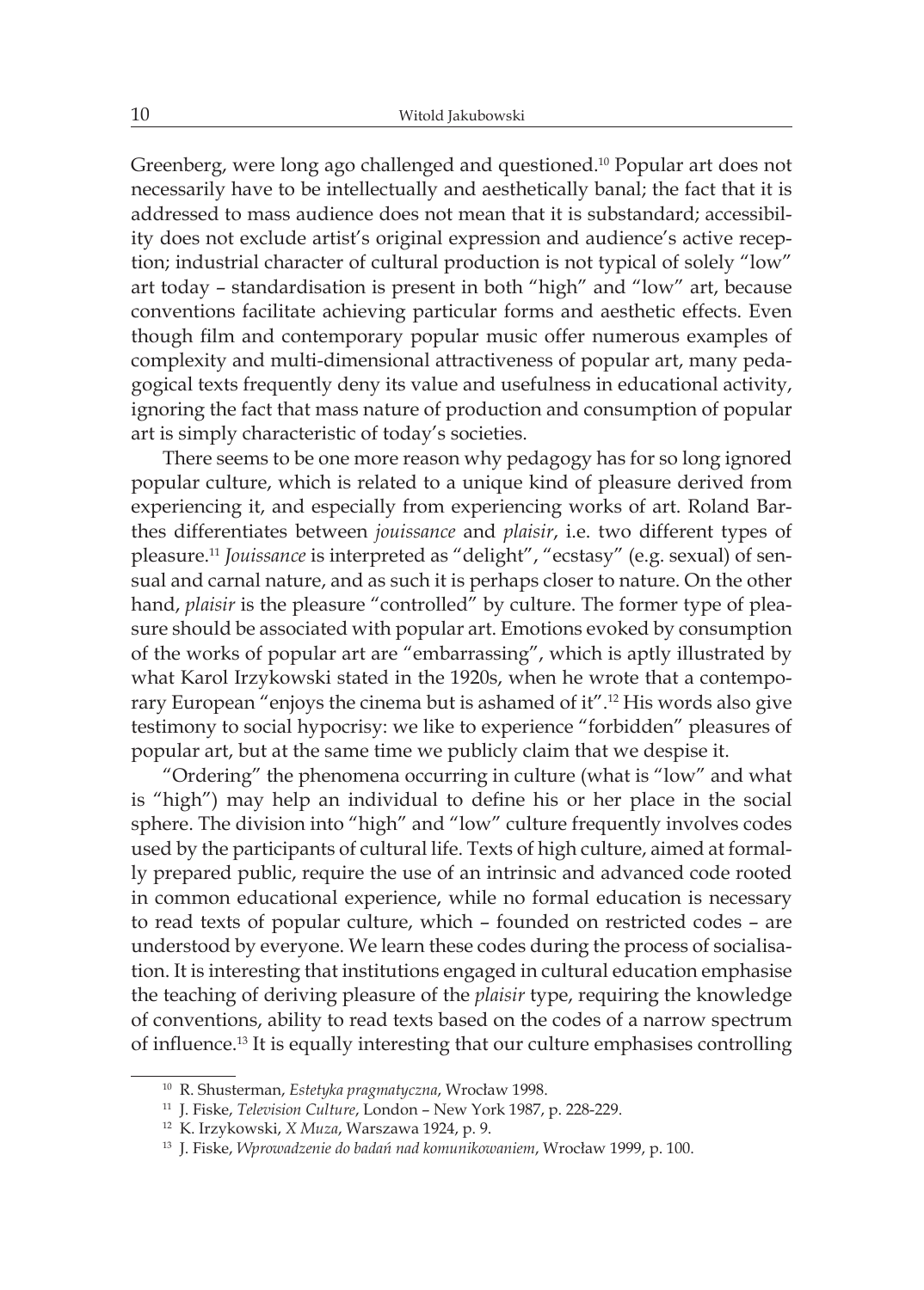Greenberg, were long ago challenged and questioned.[10] Popular art does not necessarily have to be intellectually and aesthetically banal; the fact that it is addressed to mass audience does not mean that it is substandard; accessibility does not exclude artist's original expression and audience's active reception; industrial character of cultural production is not typical of solely "low" art today – standardisation is present in both "high" and "low" art, because conventions facilitate achieving particular forms and aesthetic effects. Even though film and contemporary popular music offer numerous examples of complexity and multi-dimensional attractiveness of popular art, many pedagogical texts frequently deny its value and usefulness in educational activity, ignoring the fact that mass nature of production and consumption of popular art is simply characteristic of today's societies.

There seems to be one more reason why pedagogy has for so long ignored popular culture, which is related to a unique kind of pleasure derived from experiencing it, and especially from experiencing works of art. Roland Barthes differentiates between *jouissance* and *plaisir*, i.e. two different types of pleasure.[11] *Jouissance* is interpreted as "delight", "ecstasy" (e.g. sexual) of sensual and carnal nature, and as such it is perhaps closer to nature. On the other hand, *plaisir* is the pleasure "controlled" by culture. The former type of pleasure should be associated with popular art. Emotions evoked by consumption of the works of popular art are "embarrassing", which is aptly illustrated by what Karol Irzykowski stated in the 1920s, when he wrote that a contemporary European "enjoys the cinema but is ashamed of it".[12] His words also give testimony to social hypocrisy: we like to experience "forbidden" pleasures of popular art, but at the same time we publicly claim that we despise it.

"Ordering" the phenomena occurring in culture (what is "low" and what is "high") may help an individual to define his or her place in the social sphere. The division into "high" and "low" culture frequently involves codes used by the participants of cultural life. Texts of high culture, aimed at formally prepared public, require the use of an intrinsic and advanced code rooted in common educational experience, while no formal education is necessary to read texts of popular culture, which – founded on restricted codes – are understood by everyone. We learn these codes during the process of socialisation. It is interesting that institutions engaged in cultural education emphasise the teaching of deriving pleasure of the *plaisir* type, requiring the knowledge of conventions, ability to read texts based on the codes of a narrow spectrum of influence.[13] It is equally interesting that our culture emphasises controlling

---

[10] R. Shusterman, *Estetyka pragmatyczna*, Wrocław 1998.

[11] J. Fiske, *Television Culture*, London – New York 1987, p. 228-229.

[12] K. Irzykowski, *X Muza*, Warszawa 1924, p. 9.

[13] J. Fiske, *Wprowadzenie do badań nad komunikowaniem*, Wrocław 1999, p. 100.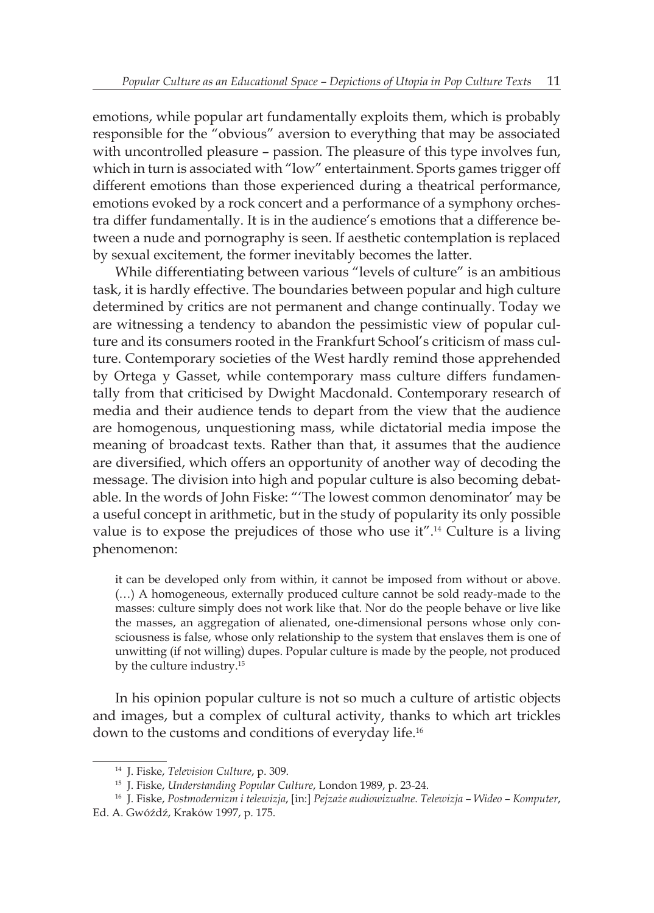emotions, while popular art fundamentally exploits them, which is probably responsible for the "obvious" aversion to everything that may be associated with uncontrolled pleasure – passion. The pleasure of this type involves fun, which in turn is associated with "low" entertainment. Sports games trigger off different emotions than those experienced during a theatrical performance, emotions evoked by a rock concert and a performance of a symphony orchestra differ fundamentally. It is in the audience's emotions that a difference between a nude and pornography is seen. If aesthetic contemplation is replaced by sexual excitement, the former inevitably becomes the latter.

While differentiating between various "levels of culture" is an ambitious task, it is hardly effective. The boundaries between popular and high culture determined by critics are not permanent and change continually. Today we are witnessing a tendency to abandon the pessimistic view of popular culture and its consumers rooted in the Frankfurt School's criticism of mass culture. Contemporary societies of the West hardly remind those apprehended by Ortega y Gasset, while contemporary mass culture differs fundamentally from that criticised by Dwight Macdonald. Contemporary research of media and their audience tends to depart from the view that the audience are homogenous, unquestioning mass, while dictatorial media impose the meaning of broadcast texts. Rather than that, it assumes that the audience are diversified, which offers an opportunity of another way of decoding the message. The division into high and popular culture is also becoming debatable. In the words of John Fiske: "'The lowest common denominator' may be a useful concept in arithmetic, but in the study of popularity its only possible value is to expose the prejudices of those who use it".[14] Culture is a living phenomenon:

> it can be developed only from within, it cannot be imposed from without or above. (…) A homogeneous, externally produced culture cannot be sold ready-made to the masses: culture simply does not work like that. Nor do the people behave or live like the masses, an aggregation of alienated, one-dimensional persons whose only consciousness is false, whose only relationship to the system that enslaves them is one of unwitting (if not willing) dupes. Popular culture is made by the people, not produced by the culture industry.[15]

In his opinion popular culture is not so much a culture of artistic objects and images, but a complex of cultural activity, thanks to which art trickles down to the customs and conditions of everyday life.[16]

---

[14] J. Fiske, *Television Culture*, p. 309.

[15] J. Fiske, *Understanding Popular Culture*, London 1989, p. 23-24.

[16] J. Fiske, *Postmodernizm i telewizja*, [in:] *Pejzaże audiowizualne. Telewizja – Wideo – Komputer*, Ed. A. Gwóźdź, Kraków 1997, p. 175.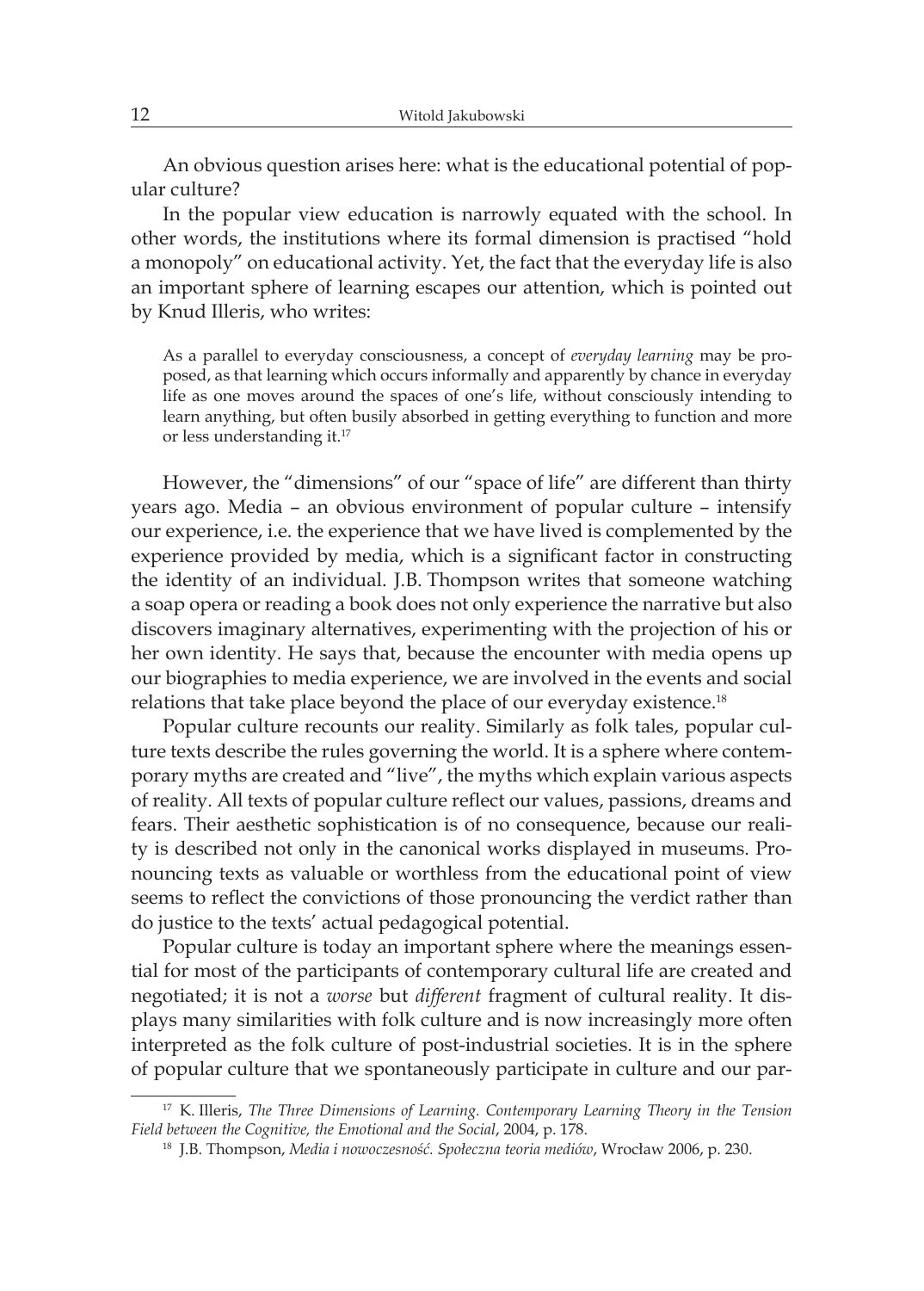An obvious question arises here: what is the educational potential of popular culture?

In the popular view education is narrowly equated with the school. In other words, the institutions where its formal dimension is practised "hold a monopoly" on educational activity. Yet, the fact that the everyday life is also an important sphere of learning escapes our attention, which is pointed out by Knud Illeris, who writes:

> As a parallel to everyday consciousness, a concept of *everyday learning* may be proposed, as that learning which occurs informally and apparently by chance in everyday life as one moves around the spaces of one's life, without consciously intending to learn anything, but often busily absorbed in getting everything to function and more or less understanding it.[17]

However, the "dimensions" of our "space of life" are different than thirty years ago. Media – an obvious environment of popular culture – intensify our experience, i.e. the experience that we have lived is complemented by the experience provided by media, which is a significant factor in constructing the identity of an individual. J.B. Thompson writes that someone watching a soap opera or reading a book does not only experience the narrative but also discovers imaginary alternatives, experimenting with the projection of his or her own identity. He says that, because the encounter with media opens up our biographies to media experience, we are involved in the events and social relations that take place beyond the place of our everyday existence.[18]

Popular culture recounts our reality. Similarly as folk tales, popular culture texts describe the rules governing the world. It is a sphere where contemporary myths are created and "live", the myths which explain various aspects of reality. All texts of popular culture reflect our values, passions, dreams and fears. Their aesthetic sophistication is of no consequence, because our reality is described not only in the canonical works displayed in museums. Pronouncing texts as valuable or worthless from the educational point of view seems to reflect the convictions of those pronouncing the verdict rather than do justice to the texts' actual pedagogical potential.

Popular culture is today an important sphere where the meanings essential for most of the participants of contemporary cultural life are created and negotiated; it is not a *worse* but *different* fragment of cultural reality. It displays many similarities with folk culture and is now increasingly more often interpreted as the folk culture of post-industrial societies. It is in the sphere of popular culture that we spontaneously participate in culture and our par-

---

[17] K. Illeris, *The Three Dimensions of Learning. Contemporary Learning Theory in the Tension Field between the Cognitive, the Emotional and the Social*, 2004, p. 178.

[18] J.B. Thompson, *Media i nowoczesność. Społeczna teoria mediów*, Wrocław 2006, p. 230.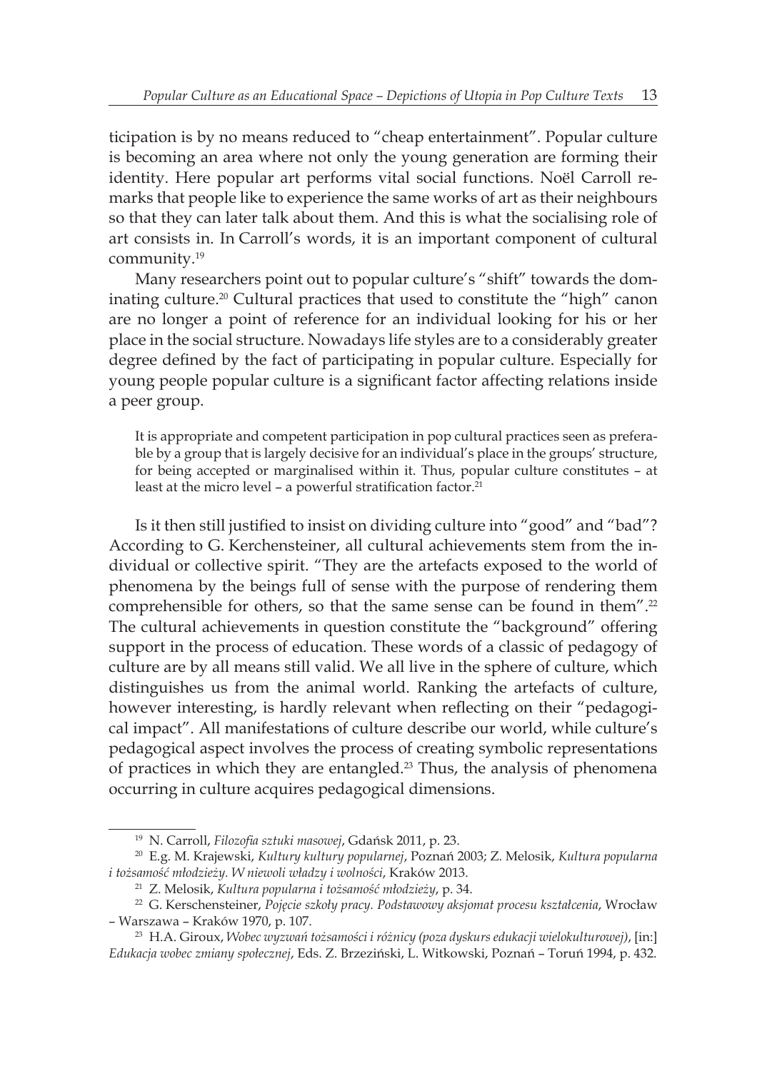ticipation is by no means reduced to "cheap entertainment". Popular culture is becoming an area where not only the young generation are forming their identity. Here popular art performs vital social functions. Noël Carroll remarks that people like to experience the same works of art as their neighbours so that they can later talk about them. And this is what the socialising role of art consists in. In Carroll's words, it is an important component of cultural community.[19]

Many researchers point out to popular culture's "shift" towards the dominating culture.[20] Cultural practices that used to constitute the "high" canon are no longer a point of reference for an individual looking for his or her place in the social structure. Nowadays life styles are to a considerably greater degree defined by the fact of participating in popular culture. Especially for young people popular culture is a significant factor affecting relations inside a peer group.

> It is appropriate and competent participation in pop cultural practices seen as preferable by a group that is largely decisive for an individual's place in the groups' structure, for being accepted or marginalised within it. Thus, popular culture constitutes – at least at the micro level – a powerful stratification factor.[21]

Is it then still justified to insist on dividing culture into "good" and "bad"? According to G. Kerchensteiner, all cultural achievements stem from the individual or collective spirit. "They are the artefacts exposed to the world of phenomena by the beings full of sense with the purpose of rendering them comprehensible for others, so that the same sense can be found in them".[22] The cultural achievements in question constitute the "background" offering support in the process of education. These words of a classic of pedagogy of culture are by all means still valid. We all live in the sphere of culture, which distinguishes us from the animal world. Ranking the artefacts of culture, however interesting, is hardly relevant when reflecting on their "pedagogical impact". All manifestations of culture describe our world, while culture's pedagogical aspect involves the process of creating symbolic representations of practices in which they are entangled.[23] Thus, the analysis of phenomena occurring in culture acquires pedagogical dimensions.

---

[19] N. Carroll, *Filozofia sztuki masowej*, Gdańsk 2011, p. 23.

[20] E.g. M. Krajewski, *Kultury kultury popularnej*, Poznań 2003; Z. Melosik, *Kultura popularna i tożsamość młodzieży. W niewoli władzy i wolności*, Kraków 2013.

[21] Z. Melosik, *Kultura popularna i tożsamość młodzieży*, p. 34.

[22] G. Kerschensteiner, *Pojęcie szkoły pracy. Podstawowy aksjomat procesu kształcenia*, Wrocław – Warszawa – Kraków 1970, p. 107.

[23] H.A. Giroux, *Wobec wyzwań tożsamości i różnicy (poza dyskurs edukacji wielokulturowej)*, [in:] *Edukacja wobec zmiany społecznej*, Eds. Z. Brzeziński, L. Witkowski, Poznań – Toruń 1994, p. 432.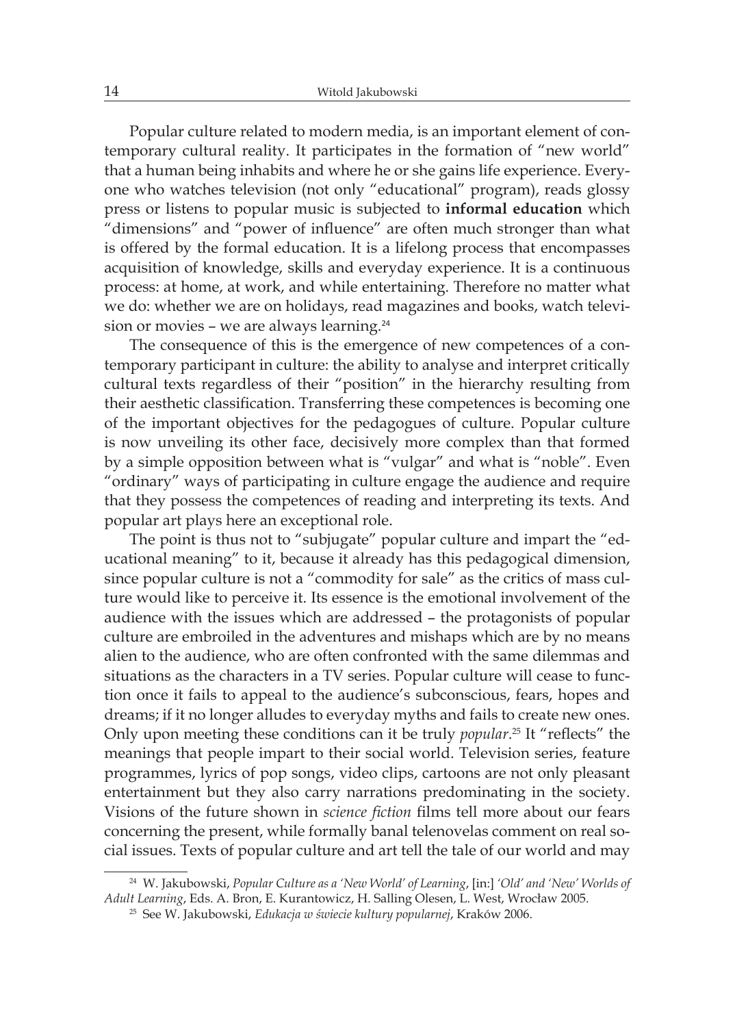Popular culture related to modern media, is an important element of contemporary cultural reality. It participates in the formation of "new world" that a human being inhabits and where he or she gains life experience. Everyone who watches television (not only "educational" program), reads glossy press or listens to popular music is subjected to **informal education** which "dimensions" and "power of influence" are often much stronger than what is offered by the formal education. It is a lifelong process that encompasses acquisition of knowledge, skills and everyday experience. It is a continuous process: at home, at work, and while entertaining. Therefore no matter what we do: whether we are on holidays, read magazines and books, watch television or movies – we are always learning.[24]

The consequence of this is the emergence of new competences of a contemporary participant in culture: the ability to analyse and interpret critically cultural texts regardless of their "position" in the hierarchy resulting from their aesthetic classification. Transferring these competences is becoming one of the important objectives for the pedagogues of culture. Popular culture is now unveiling its other face, decisively more complex than that formed by a simple opposition between what is "vulgar" and what is "noble". Even "ordinary" ways of participating in culture engage the audience and require that they possess the competences of reading and interpreting its texts. And popular art plays here an exceptional role.

The point is thus not to "subjugate" popular culture and impart the "educational meaning" to it, because it already has this pedagogical dimension, since popular culture is not a "commodity for sale" as the critics of mass culture would like to perceive it. Its essence is the emotional involvement of the audience with the issues which are addressed – the protagonists of popular culture are embroiled in the adventures and mishaps which are by no means alien to the audience, who are often confronted with the same dilemmas and situations as the characters in a TV series. Popular culture will cease to function once it fails to appeal to the audience's subconscious, fears, hopes and dreams; if it no longer alludes to everyday myths and fails to create new ones. Only upon meeting these conditions can it be truly *popular*.[25] It "reflects" the meanings that people impart to their social world. Television series, feature programmes, lyrics of pop songs, video clips, cartoons are not only pleasant entertainment but they also carry narrations predominating in the society. Visions of the future shown in *science fiction* films tell more about our fears concerning the present, while formally banal telenovelas comment on real social issues. Texts of popular culture and art tell the tale of our world and may

---

[24] W. Jakubowski, *Popular Culture as a 'New World' of Learning*, [in:] *'Old' and 'New' Worlds of Adult Learning*, Eds. A. Bron, E. Kurantowicz, H. Salling Olesen, L. West, Wrocław 2005.

[25] See W. Jakubowski, *Edukacja w świecie kultury popularnej*, Kraków 2006.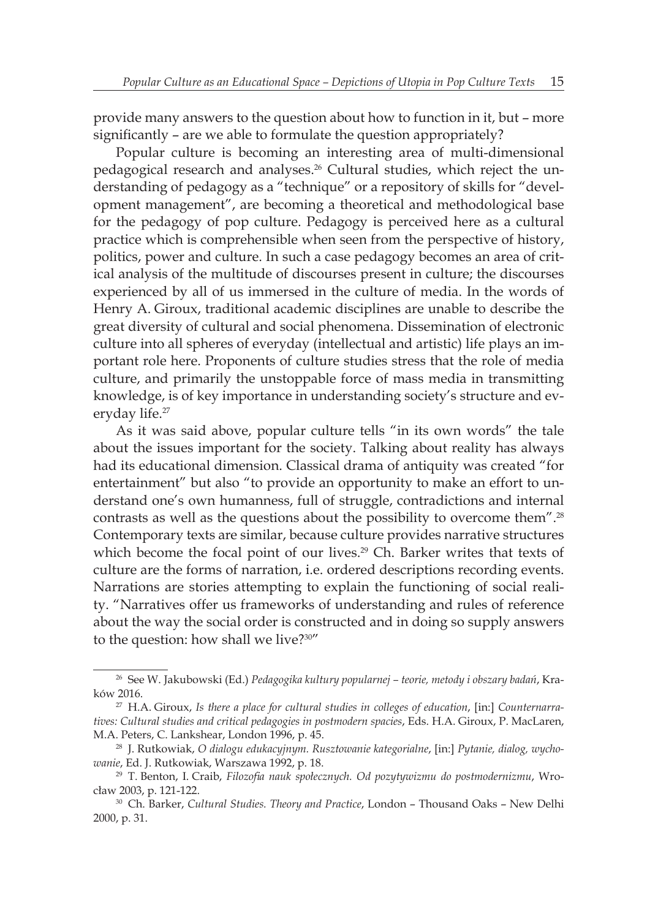provide many answers to the question about how to function in it, but – more significantly – are we able to formulate the question appropriately?

Popular culture is becoming an interesting area of multi-dimensional pedagogical research and analyses.[26] Cultural studies, which reject the understanding of pedagogy as a "technique" or a repository of skills for "development management", are becoming a theoretical and methodological base for the pedagogy of pop culture. Pedagogy is perceived here as a cultural practice which is comprehensible when seen from the perspective of history, politics, power and culture. In such a case pedagogy becomes an area of critical analysis of the multitude of discourses present in culture; the discourses experienced by all of us immersed in the culture of media. In the words of Henry A. Giroux, traditional academic disciplines are unable to describe the great diversity of cultural and social phenomena. Dissemination of electronic culture into all spheres of everyday (intellectual and artistic) life plays an important role here. Proponents of culture studies stress that the role of media culture, and primarily the unstoppable force of mass media in transmitting knowledge, is of key importance in understanding society's structure and everyday life.[27]

As it was said above, popular culture tells "in its own words" the tale about the issues important for the society. Talking about reality has always had its educational dimension. Classical drama of antiquity was created "for entertainment" but also "to provide an opportunity to make an effort to understand one's own humanness, full of struggle, contradictions and internal contrasts as well as the questions about the possibility to overcome them".[28] Contemporary texts are similar, because culture provides narrative structures which become the focal point of our lives.[29] Ch. Barker writes that texts of culture are the forms of narration, i.e. ordered descriptions recording events. Narrations are stories attempting to explain the functioning of social reality. "Narratives offer us frameworks of understanding and rules of reference about the way the social order is constructed and in doing so supply answers to the question: how shall we live?[30]"

---

[26] See W. Jakubowski (Ed.) *Pedagogika kultury popularnej – teorie, metody i obszary badań*, Kraków 2016.

[27] H.A. Giroux, *Is there a place for cultural studies in colleges of education*, [in:] *Counternarratives: Cultural studies and critical pedagogies in postmodern spacies*, Eds. H.A. Giroux, P. MacLaren, M.A. Peters, C. Lankshear, London 1996, p. 45.

[28] J. Rutkowiak, *O dialogu edukacyjnym. Rusztowanie kategorialne*, [in:] *Pytanie, dialog, wychowanie*, Ed. J. Rutkowiak, Warszawa 1992, p. 18.

[29] T. Benton, I. Craib, *Filozofia nauk społecznych. Od pozytywizmu do postmodernizmu*, Wrocław 2003, p. 121-122.

[30] Ch. Barker, *Cultural Studies. Theory and Practice*, London – Thousand Oaks – New Delhi 2000, p. 31.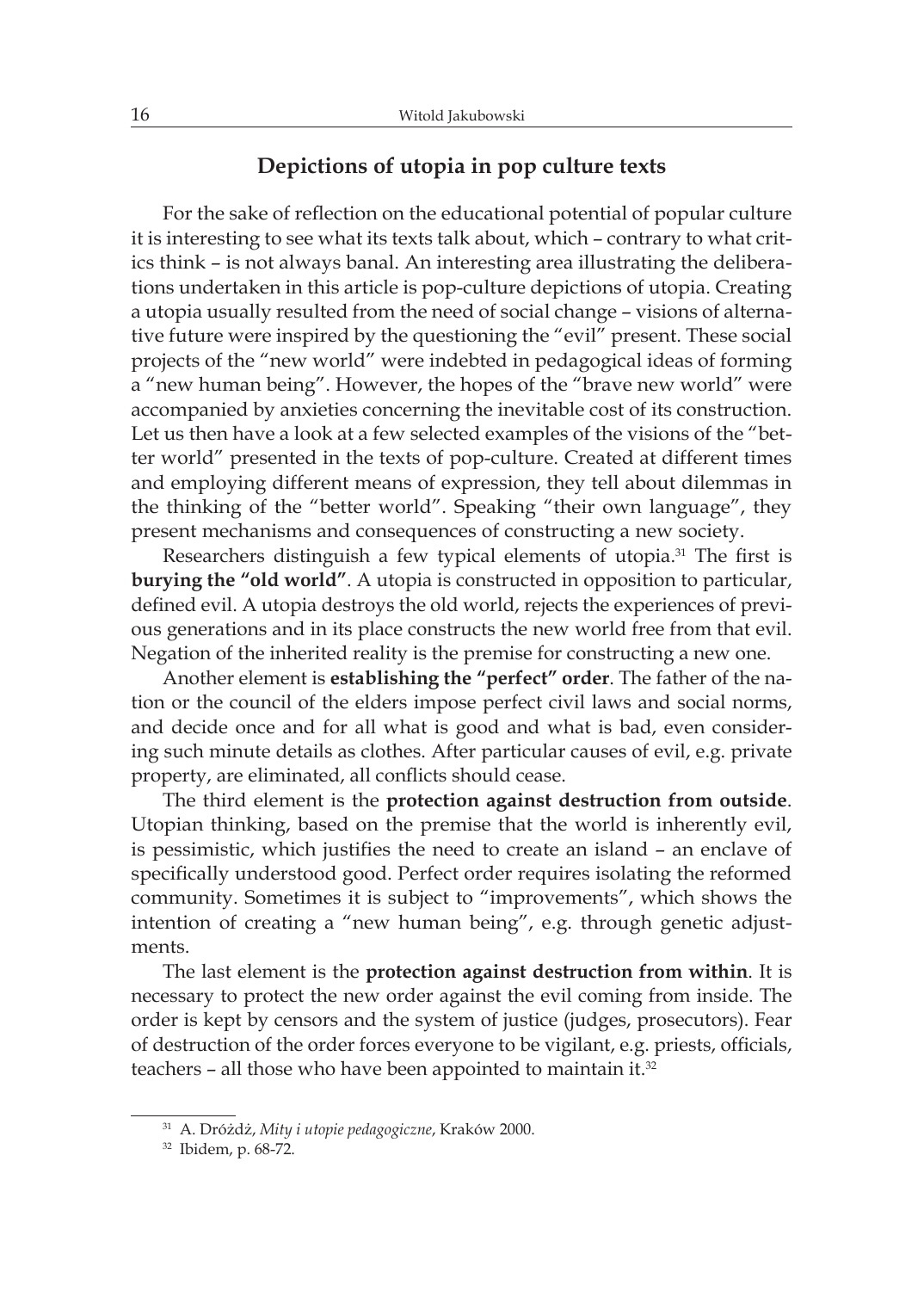## Depictions of utopia in pop culture texts

For the sake of reflection on the educational potential of popular culture it is interesting to see what its texts talk about, which – contrary to what critics think – is not always banal. An interesting area illustrating the deliberations undertaken in this article is pop-culture depictions of utopia. Creating a utopia usually resulted from the need of social change – visions of alternative future were inspired by the questioning the "evil" present. These social projects of the "new world" were indebted in pedagogical ideas of forming a "new human being". However, the hopes of the "brave new world" were accompanied by anxieties concerning the inevitable cost of its construction. Let us then have a look at a few selected examples of the visions of the "better world" presented in the texts of pop-culture. Created at different times and employing different means of expression, they tell about dilemmas in the thinking of the "better world". Speaking "their own language", they present mechanisms and consequences of constructing a new society.

Researchers distinguish a few typical elements of utopia.[31] The first is **burying the "old world"**. A utopia is constructed in opposition to particular, defined evil. A utopia destroys the old world, rejects the experiences of previous generations and in its place constructs the new world free from that evil. Negation of the inherited reality is the premise for constructing a new one.

Another element is **establishing the "perfect" order**. The father of the nation or the council of the elders impose perfect civil laws and social norms, and decide once and for all what is good and what is bad, even considering such minute details as clothes. After particular causes of evil, e.g. private property, are eliminated, all conflicts should cease.

The third element is the **protection against destruction from outside**. Utopian thinking, based on the premise that the world is inherently evil, is pessimistic, which justifies the need to create an island – an enclave of specifically understood good. Perfect order requires isolating the reformed community. Sometimes it is subject to "improvements", which shows the intention of creating a "new human being", e.g. through genetic adjustments.

The last element is the **protection against destruction from within**. It is necessary to protect the new order against the evil coming from inside. The order is kept by censors and the system of justice (judges, prosecutors). Fear of destruction of the order forces everyone to be vigilant, e.g. priests, officials, teachers – all those who have been appointed to maintain it.[32]

[31] A. Dróżdż, *Mity i utopie pedagogiczne*, Kraków 2000.

[32] Ibidem, p. 68-72.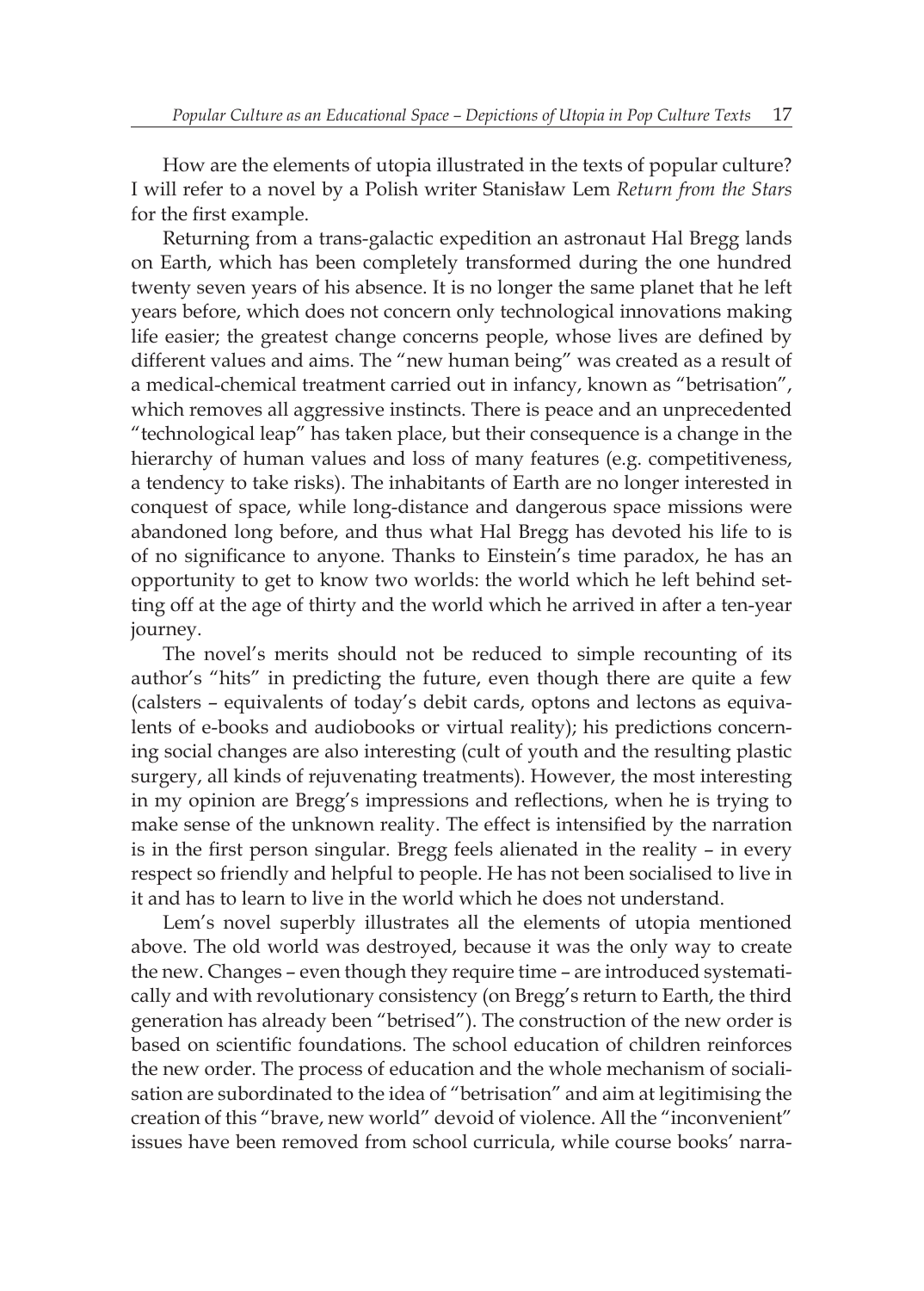How are the elements of utopia illustrated in the texts of popular culture? I will refer to a novel by a Polish writer Stanisław Lem *Return from the Stars* for the first example.

Returning from a trans-galactic expedition an astronaut Hal Bregg lands on Earth, which has been completely transformed during the one hundred twenty seven years of his absence. It is no longer the same planet that he left years before, which does not concern only technological innovations making life easier; the greatest change concerns people, whose lives are defined by different values and aims. The "new human being" was created as a result of a medical-chemical treatment carried out in infancy, known as "betrisation", which removes all aggressive instincts. There is peace and an unprecedented "technological leap" has taken place, but their consequence is a change in the hierarchy of human values and loss of many features (e.g. competitiveness, a tendency to take risks). The inhabitants of Earth are no longer interested in conquest of space, while long-distance and dangerous space missions were abandoned long before, and thus what Hal Bregg has devoted his life to is of no significance to anyone. Thanks to Einstein's time paradox, he has an opportunity to get to know two worlds: the world which he left behind setting off at the age of thirty and the world which he arrived in after a ten-year journey.

The novel's merits should not be reduced to simple recounting of its author's "hits" in predicting the future, even though there are quite a few (calsters – equivalents of today's debit cards, optons and lectons as equivalents of e-books and audiobooks or virtual reality); his predictions concerning social changes are also interesting (cult of youth and the resulting plastic surgery, all kinds of rejuvenating treatments). However, the most interesting in my opinion are Bregg's impressions and reflections, when he is trying to make sense of the unknown reality. The effect is intensified by the narration is in the first person singular. Bregg feels alienated in the reality – in every respect so friendly and helpful to people. He has not been socialised to live in it and has to learn to live in the world which he does not understand.

Lem's novel superbly illustrates all the elements of utopia mentioned above. The old world was destroyed, because it was the only way to create the new. Changes – even though they require time – are introduced systematically and with revolutionary consistency (on Bregg's return to Earth, the third generation has already been "betrised"). The construction of the new order is based on scientific foundations. The school education of children reinforces the new order. The process of education and the whole mechanism of socialisation are subordinated to the idea of "betrisation" and aim at legitimising the creation of this "brave, new world" devoid of violence. All the "inconvenient" issues have been removed from school curricula, while course books' narra-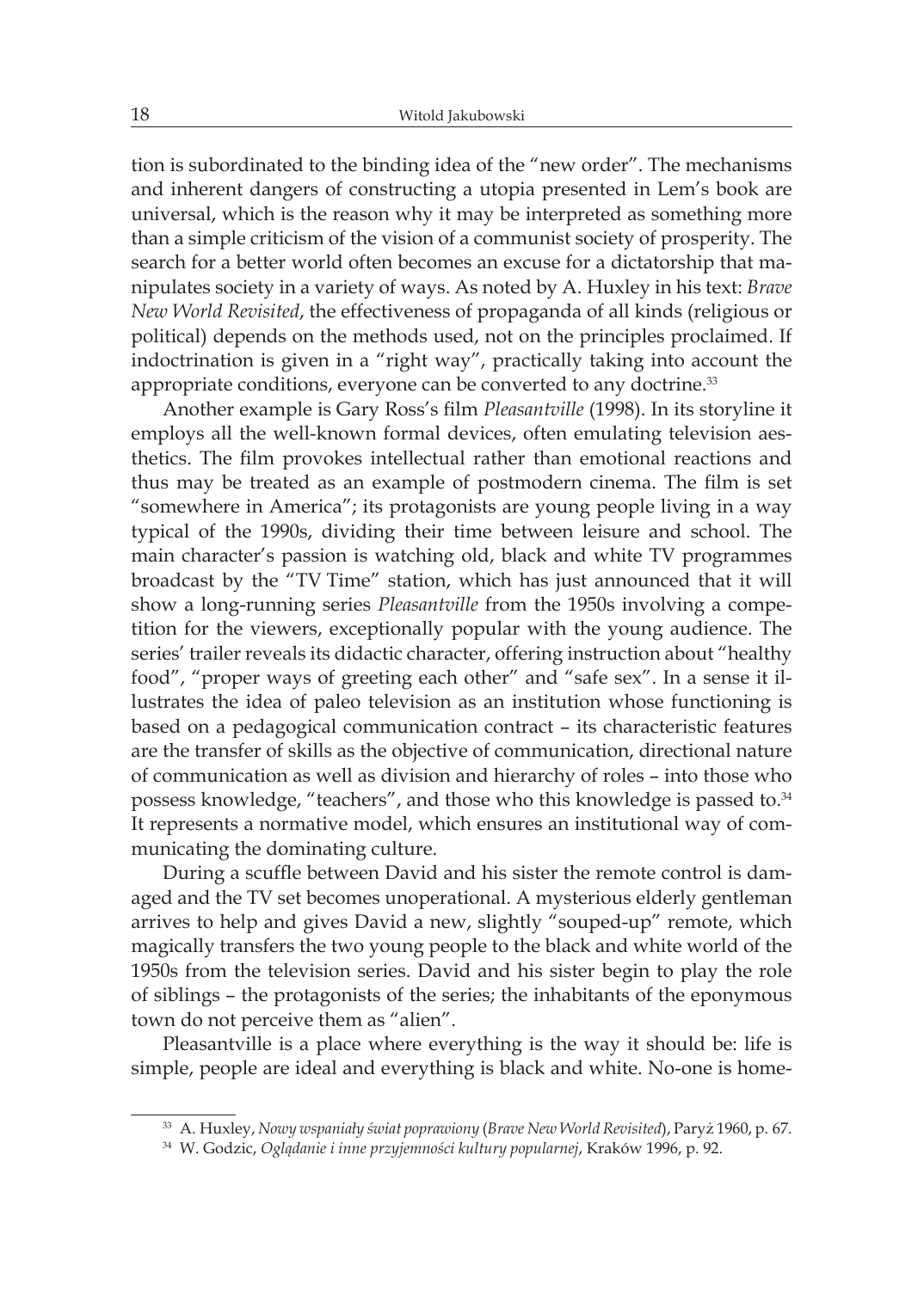tion is subordinated to the binding idea of the "new order". The mechanisms and inherent dangers of constructing a utopia presented in Lem's book are universal, which is the reason why it may be interpreted as something more than a simple criticism of the vision of a communist society of prosperity. The search for a better world often becomes an excuse for a dictatorship that manipulates society in a variety of ways. As noted by A. Huxley in his text: *Brave New World Revisited*, the effectiveness of propaganda of all kinds (religious or political) depends on the methods used, not on the principles proclaimed. If indoctrination is given in a "right way", practically taking into account the appropriate conditions, everyone can be converted to any doctrine.[33]

Another example is Gary Ross's film *Pleasantville* (1998). In its storyline it employs all the well-known formal devices, often emulating television aesthetics. The film provokes intellectual rather than emotional reactions and thus may be treated as an example of postmodern cinema. The film is set "somewhere in America"; its protagonists are young people living in a way typical of the 1990s, dividing their time between leisure and school. The main character's passion is watching old, black and white TV programmes broadcast by the "TV Time" station, which has just announced that it will show a long-running series *Pleasantville* from the 1950s involving a competition for the viewers, exceptionally popular with the young audience. The series' trailer reveals its didactic character, offering instruction about "healthy food", "proper ways of greeting each other" and "safe sex". In a sense it illustrates the idea of paleo television as an institution whose functioning is based on a pedagogical communication contract – its characteristic features are the transfer of skills as the objective of communication, directional nature of communication as well as division and hierarchy of roles – into those who possess knowledge, "teachers", and those who this knowledge is passed to.[34] It represents a normative model, which ensures an institutional way of communicating the dominating culture.

During a scuffle between David and his sister the remote control is damaged and the TV set becomes unoperational. A mysterious elderly gentleman arrives to help and gives David a new, slightly "souped-up" remote, which magically transfers the two young people to the black and white world of the 1950s from the television series. David and his sister begin to play the role of siblings – the protagonists of the series; the inhabitants of the eponymous town do not perceive them as "alien".

Pleasantville is a place where everything is the way it should be: life is simple, people are ideal and everything is black and white. No-one is home-

---

[33] A. Huxley, *Nowy wspaniały świat poprawiony* (*Brave New World Revisited*), Paryż 1960, p. 67.

[34] W. Godzic, *Oglądanie i inne przyjemności kultury popularnej*, Kraków 1996, p. 92.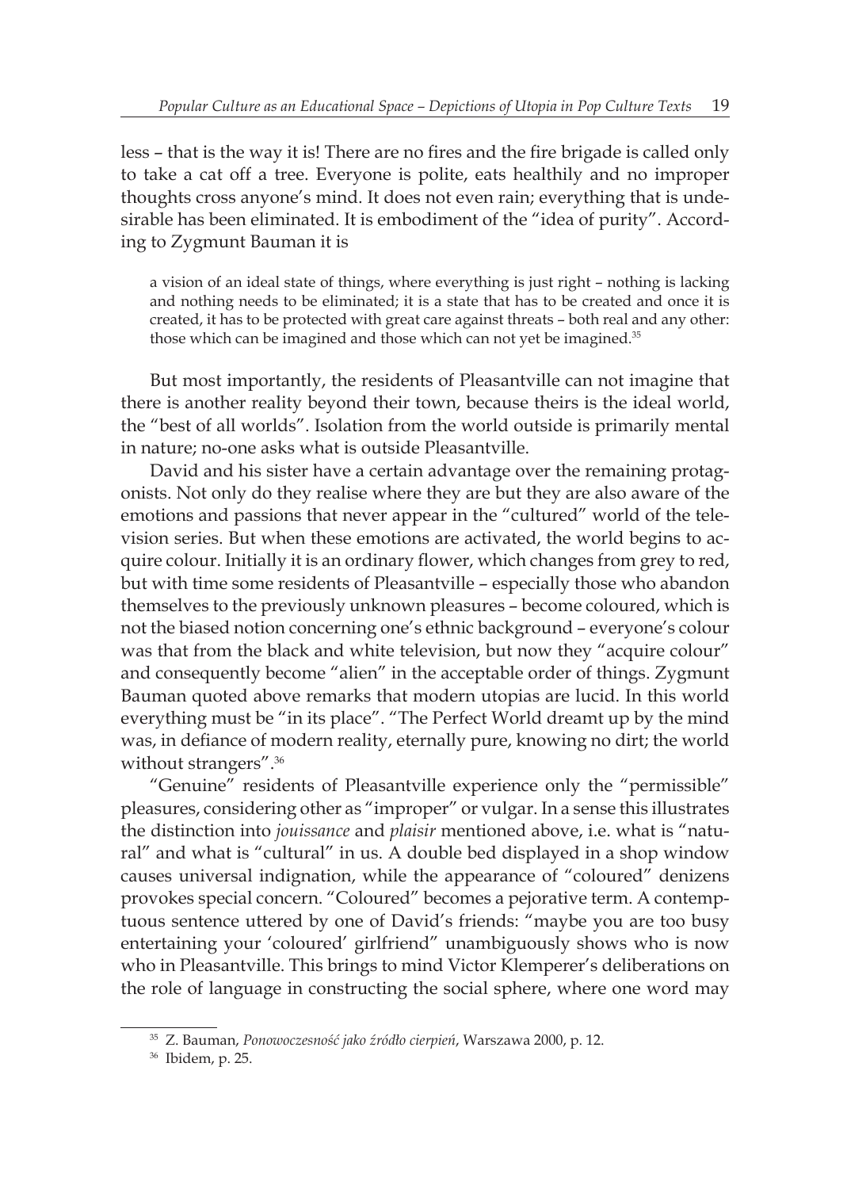less – that is the way it is! There are no fires and the fire brigade is called only to take a cat off a tree. Everyone is polite, eats healthily and no improper thoughts cross anyone's mind. It does not even rain; everything that is undesirable has been eliminated. It is embodiment of the "idea of purity". According to Zygmunt Bauman it is

> a vision of an ideal state of things, where everything is just right – nothing is lacking and nothing needs to be eliminated; it is a state that has to be created and once it is created, it has to be protected with great care against threats – both real and any other: those which can be imagined and those which can not yet be imagined.[35]

But most importantly, the residents of Pleasantville can not imagine that there is another reality beyond their town, because theirs is the ideal world, the "best of all worlds". Isolation from the world outside is primarily mental in nature; no-one asks what is outside Pleasantville.

David and his sister have a certain advantage over the remaining protagonists. Not only do they realise where they are but they are also aware of the emotions and passions that never appear in the "cultured" world of the television series. But when these emotions are activated, the world begins to acquire colour. Initially it is an ordinary flower, which changes from grey to red, but with time some residents of Pleasantville – especially those who abandon themselves to the previously unknown pleasures – become coloured, which is not the biased notion concerning one's ethnic background – everyone's colour was that from the black and white television, but now they "acquire colour" and consequently become "alien" in the acceptable order of things. Zygmunt Bauman quoted above remarks that modern utopias are lucid. In this world everything must be "in its place". "The Perfect World dreamt up by the mind was, in defiance of modern reality, eternally pure, knowing no dirt; the world without strangers".[36]

"Genuine" residents of Pleasantville experience only the "permissible" pleasures, considering other as "improper" or vulgar. In a sense this illustrates the distinction into *jouissance* and *plaisir* mentioned above, i.e. what is "natural" and what is "cultural" in us. A double bed displayed in a shop window causes universal indignation, while the appearance of "coloured" denizens provokes special concern. "Coloured" becomes a pejorative term. A contemptuous sentence uttered by one of David's friends: "maybe you are too busy entertaining your 'coloured' girlfriend" unambiguously shows who is now who in Pleasantville. This brings to mind Victor Klemperer's deliberations on the role of language in constructing the social sphere, where one word may

---

[35] Z. Bauman, *Ponowoczesność jako źródło cierpień*, Warszawa 2000, p. 12.

[36] Ibidem, p. 25.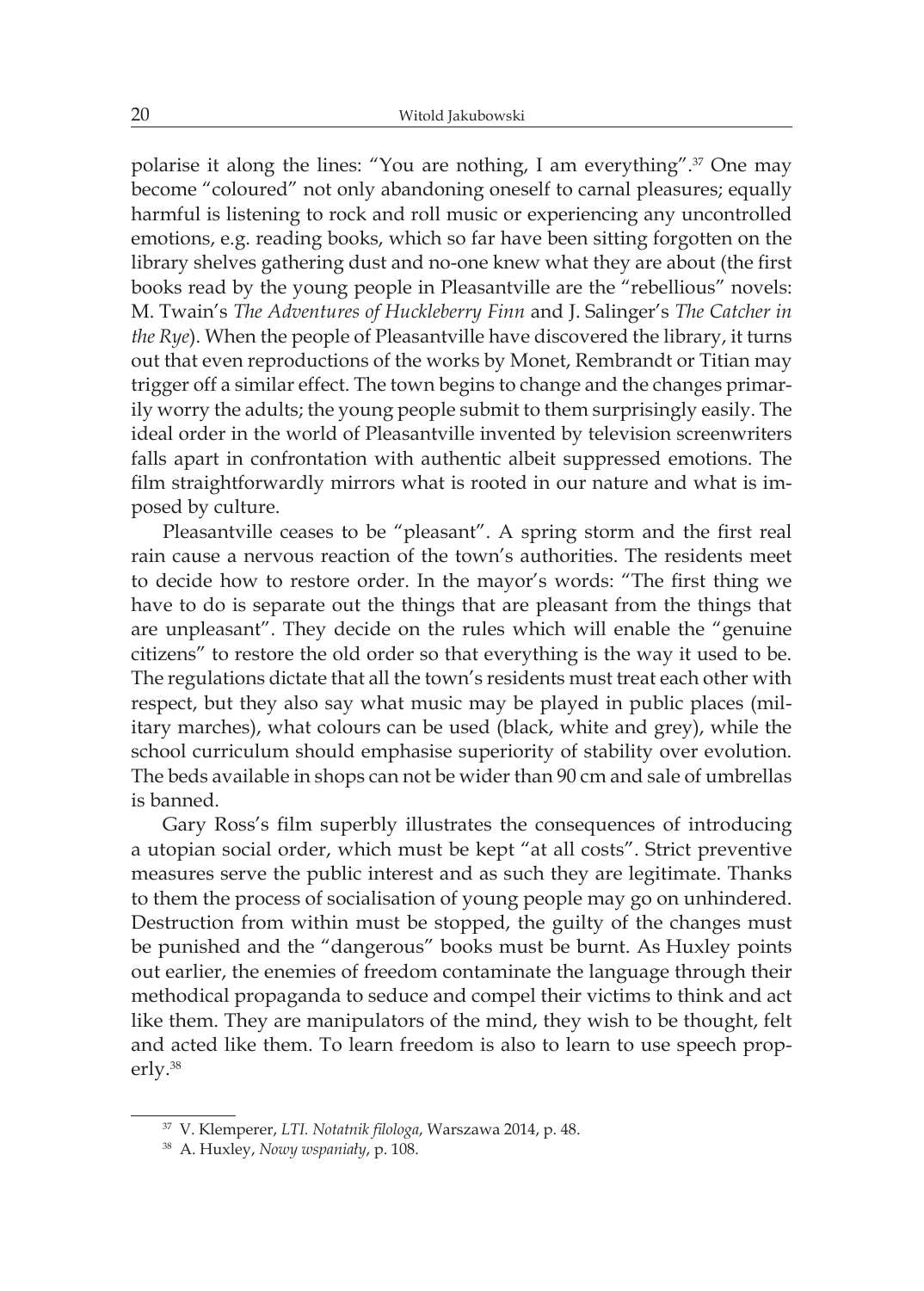polarise it along the lines: "You are nothing, I am everything".[37] One may become "coloured" not only abandoning oneself to carnal pleasures; equally harmful is listening to rock and roll music or experiencing any uncontrolled emotions, e.g. reading books, which so far have been sitting forgotten on the library shelves gathering dust and no-one knew what they are about (the first books read by the young people in Pleasantville are the "rebellious" novels: M. Twain's *The Adventures of Huckleberry Finn* and J. Salinger's *The Catcher in the Rye*). When the people of Pleasantville have discovered the library, it turns out that even reproductions of the works by Monet, Rembrandt or Titian may trigger off a similar effect. The town begins to change and the changes primarily worry the adults; the young people submit to them surprisingly easily. The ideal order in the world of Pleasantville invented by television screenwriters falls apart in confrontation with authentic albeit suppressed emotions. The film straightforwardly mirrors what is rooted in our nature and what is imposed by culture.

Pleasantville ceases to be "pleasant". A spring storm and the first real rain cause a nervous reaction of the town's authorities. The residents meet to decide how to restore order. In the mayor's words: "The first thing we have to do is separate out the things that are pleasant from the things that are unpleasant". They decide on the rules which will enable the "genuine citizens" to restore the old order so that everything is the way it used to be. The regulations dictate that all the town's residents must treat each other with respect, but they also say what music may be played in public places (military marches), what colours can be used (black, white and grey), while the school curriculum should emphasise superiority of stability over evolution. The beds available in shops can not be wider than 90 cm and sale of umbrellas is banned.

Gary Ross's film superbly illustrates the consequences of introducing a utopian social order, which must be kept "at all costs". Strict preventive measures serve the public interest and as such they are legitimate. Thanks to them the process of socialisation of young people may go on unhindered. Destruction from within must be stopped, the guilty of the changes must be punished and the "dangerous" books must be burnt. As Huxley points out earlier, the enemies of freedom contaminate the language through their methodical propaganda to seduce and compel their victims to think and act like them. They are manipulators of the mind, they wish to be thought, felt and acted like them. To learn freedom is also to learn to use speech properly.[38]

---

[37] V. Klemperer, *LTI. Notatnik filologa*, Warszawa 2014, p. 48.

[38] A. Huxley, *Nowy wspaniały*, p. 108.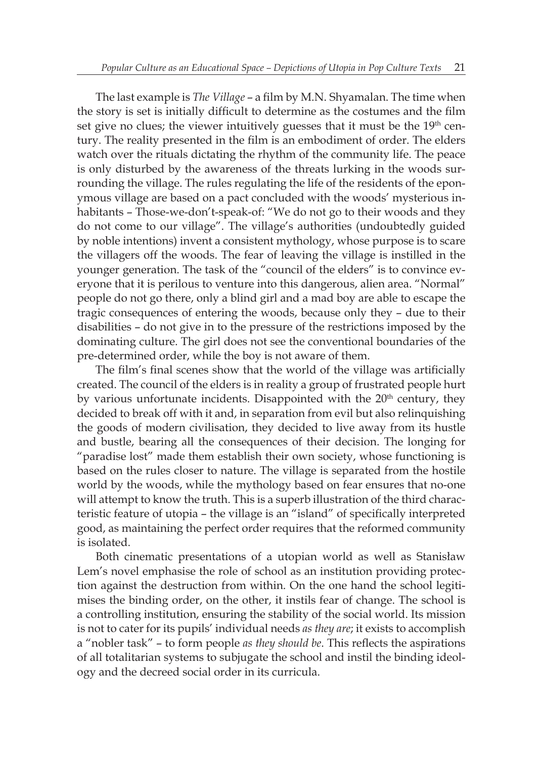The last example is *The Village* – a film by M.N. Shyamalan. The time when the story is set is initially difficult to determine as the costumes and the film set give no clues; the viewer intuitively guesses that it must be the 19th century. The reality presented in the film is an embodiment of order. The elders watch over the rituals dictating the rhythm of the community life. The peace is only disturbed by the awareness of the threats lurking in the woods surrounding the village. The rules regulating the life of the residents of the eponymous village are based on a pact concluded with the woods' mysterious inhabitants – Those-we-don't-speak-of: "We do not go to their woods and they do not come to our village". The village's authorities (undoubtedly guided by noble intentions) invent a consistent mythology, whose purpose is to scare the villagers off the woods. The fear of leaving the village is instilled in the younger generation. The task of the "council of the elders" is to convince everyone that it is perilous to venture into this dangerous, alien area. "Normal" people do not go there, only a blind girl and a mad boy are able to escape the tragic consequences of entering the woods, because only they – due to their disabilities – do not give in to the pressure of the restrictions imposed by the dominating culture. The girl does not see the conventional boundaries of the pre-determined order, while the boy is not aware of them.

The film's final scenes show that the world of the village was artificially created. The council of the elders is in reality a group of frustrated people hurt by various unfortunate incidents. Disappointed with the 20th century, they decided to break off with it and, in separation from evil but also relinquishing the goods of modern civilisation, they decided to live away from its hustle and bustle, bearing all the consequences of their decision. The longing for "paradise lost" made them establish their own society, whose functioning is based on the rules closer to nature. The village is separated from the hostile world by the woods, while the mythology based on fear ensures that no-one will attempt to know the truth. This is a superb illustration of the third characteristic feature of utopia – the village is an "island" of specifically interpreted good, as maintaining the perfect order requires that the reformed community is isolated.

Both cinematic presentations of a utopian world as well as Stanisław Lem's novel emphasise the role of school as an institution providing protection against the destruction from within. On the one hand the school legitimises the binding order, on the other, it instils fear of change. The school is a controlling institution, ensuring the stability of the social world. Its mission is not to cater for its pupils' individual needs *as they are*; it exists to accomplish a "nobler task" – to form people *as they should be*. This reflects the aspirations of all totalitarian systems to subjugate the school and instil the binding ideology and the decreed social order in its curricula.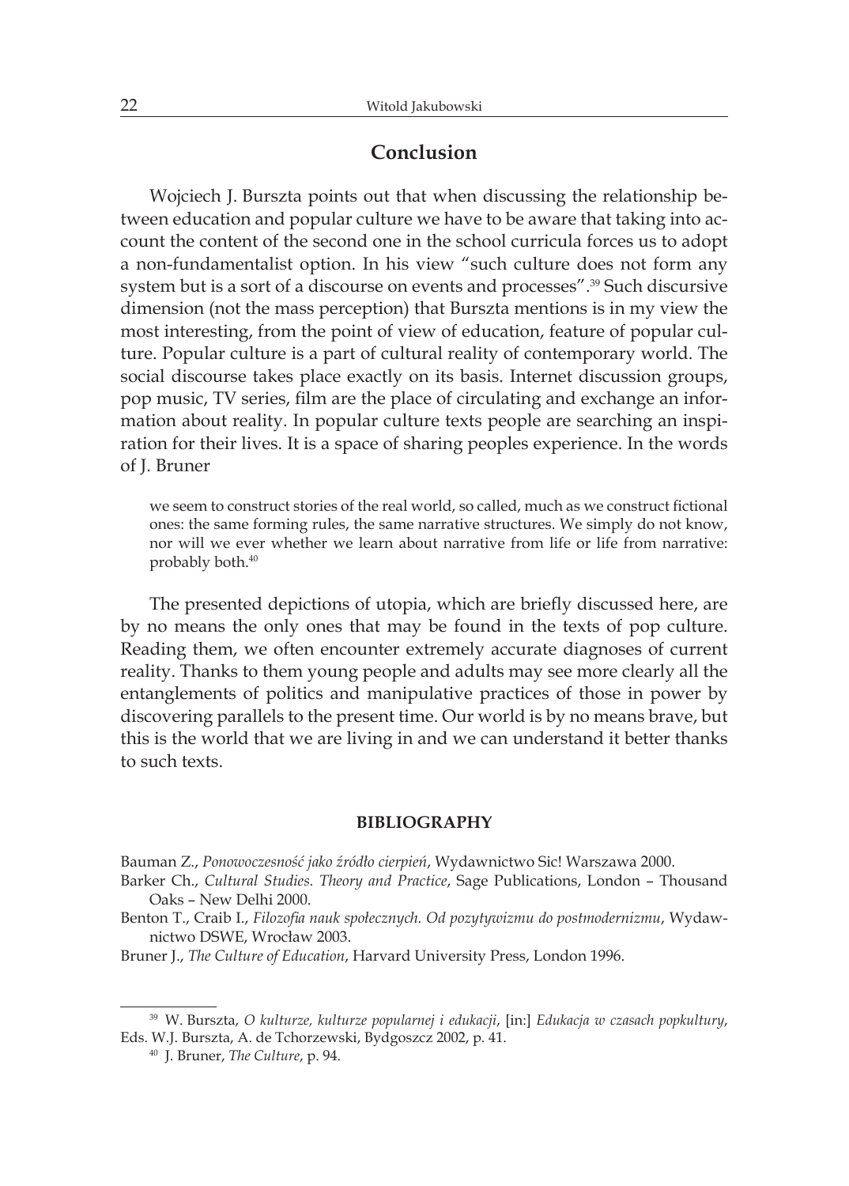## Conclusion

Wojciech J. Burszta points out that when discussing the relationship between education and popular culture we have to be aware that taking into account the content of the second one in the school curricula forces us to adopt a non-fundamentalist option. In his view "such culture does not form any system but is a sort of a discourse on events and processes".[39] Such discursive dimension (not the mass perception) that Burszta mentions is in my view the most interesting, from the point of view of education, feature of popular culture. Popular culture is a part of cultural reality of contemporary world. The social discourse takes place exactly on its basis. Internet discussion groups, pop music, TV series, film are the place of circulating and exchange an information about reality. In popular culture texts people are searching an inspiration for their lives. It is a space of sharing peoples experience. In the words of J. Bruner

> we seem to construct stories of the real world, so called, much as we construct fictional ones: the same forming rules, the same narrative structures. We simply do not know, nor will we ever whether we learn about narrative from life or life from narrative: probably both.[40]

The presented depictions of utopia, which are briefly discussed here, are by no means the only ones that may be found in the texts of pop culture. Reading them, we often encounter extremely accurate diagnoses of current reality. Thanks to them young people and adults may see more clearly all the entanglements of politics and manipulative practices of those in power by discovering parallels to the present time. Our world is by no means brave, but this is the world that we are living in and we can understand it better thanks to such texts.

### BIBLIOGRAPHY

Bauman Z., *Ponowoczesność jako źródło cierpień*, Wydawnictwo Sic! Warszawa 2000.

Barker Ch., *Cultural Studies. Theory and Practice*, Sage Publications, London – Thousand Oaks – New Delhi 2000.

Benton T., Craib I., *Filozofia nauk społecznych. Od pozytywizmu do postmodernizmu*, Wydawnictwo DSWE, Wrocław 2003.

Bruner J., *The Culture of Education*, Harvard University Press, London 1996.

---

[39] W. Burszta, *O kulturze, kulturze popularnej i edukacji*, [in:] *Edukacja w czasach popkultury*, Eds. W.J. Burszta, A. de Tchorzewski, Bydgoszcz 2002, p. 41.

[40] J. Bruner, *The Culture*, p. 94.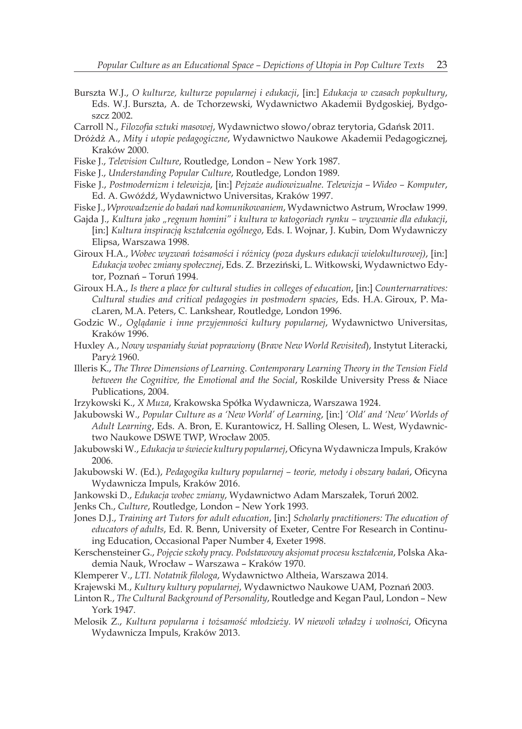Burszta W.J., *O kulturze, kulturze popularnej i edukacji*, [in:] *Edukacja w czasach popkultury*, Eds. W.J. Burszta, A. de Tchorzewski, Wydawnictwo Akademii Bydgoskiej, Bydgoszcz 2002.

Carroll N., *Filozofia sztuki masowej*, Wydawnictwo słowo/obraz terytoria, Gdańsk 2011.

Dróżdż A., *Mity i utopie pedagogiczne*, Wydawnictwo Naukowe Akademii Pedagogicznej, Kraków 2000.

Fiske J., *Television Culture*, Routledge, London – New York 1987.

Fiske J., *Understanding Popular Culture*, Routledge, London 1989.

Fiske J., *Postmodernizm i telewizja*, [in:] *Pejzaże audiowizualne. Telewizja – Wideo – Komputer*, Ed. A. Gwóźdź, Wydawnictwo Universitas, Kraków 1997.

Fiske J., *Wprowadzenie do badań nad komunikowaniem*, Wydawnictwo Astrum, Wrocław 1999.

Gajda J., *Kultura jako „regnum homini" i kultura w katogoriach rynku – wyzwanie dla edukacji*, [in:] *Kultura inspiracją kształcenia ogólnego*, Eds. I. Wojnar, J. Kubin, Dom Wydawniczy Elipsa, Warszawa 1998.

Giroux H.A., *Wobec wyzwań tożsamości i różnicy (poza dyskurs edukacji wielokulturowej)*, [in:] *Edukacja wobec zmiany społecznej*, Eds. Z. Brzeziński, L. Witkowski, Wydawnictwo Edytor, Poznań – Toruń 1994.

Giroux H.A., *Is there a place for cultural studies in colleges of education*, [in:] *Counternarratives: Cultural studies and critical pedagogies in postmodern spacies*, Eds. H.A. Giroux, P. MacLaren, M.A. Peters, C. Lankshear, Routledge, London 1996.

Godzic W., *Oglądanie i inne przyjemności kultury popularnej*, Wydawnictwo Universitas, Kraków 1996.

Huxley A., *Nowy wspaniały świat poprawiony* (*Brave New World Revisited*), Instytut Literacki, Paryż 1960.

Illeris K., *The Three Dimensions of Learning. Contemporary Learning Theory in the Tension Field between the Cognitive, the Emotional and the Social*, Roskilde University Press & Niace Publications, 2004.

Irzykowski K., *X Muza*, Krakowska Spółka Wydawnicza, Warszawa 1924.

Jakubowski W., *Popular Culture as a 'New World' of Learning*, [in:] *'Old' and 'New' Worlds of Adult Learning*, Eds. A. Bron, E. Kurantowicz, H. Salling Olesen, L. West, Wydawnictwo Naukowe DSWE TWP, Wrocław 2005.

Jakubowski W., *Edukacja w świecie kultury popularnej*, Oficyna Wydawnicza Impuls, Kraków 2006.

Jakubowski W. (Ed.), *Pedagogika kultury popularnej – teorie, metody i obszary badań*, Oficyna Wydawnicza Impuls, Kraków 2016.

Jankowski D., *Edukacja wobec zmiany*, Wydawnictwo Adam Marszałek, Toruń 2002.

Jenks Ch., *Culture*, Routledge, London – New York 1993.

Jones D.J., *Training art Tutors for adult education*, [in:] *Scholarly practitioners: The education of educators of adults*, Ed. R. Benn, University of Exeter, Centre For Research in Continuing Education, Occasional Paper Number 4, Exeter 1998.

Kerschensteiner G., *Pojęcie szkoły pracy. Podstawowy aksjomat procesu kształcenia*, Polska Akademia Nauk, Wrocław – Warszawa – Kraków 1970.

Klemperer V., *LTI. Notatnik filologa*, Wydawnictwo Altheia, Warszawa 2014.

Krajewski M., *Kultury kultury popularnej*, Wydawnictwo Naukowe UAM, Poznań 2003.

Linton R., *The Cultural Background of Personality*, Routledge and Kegan Paul, London – New York 1947.

Melosik Z., *Kultura popularna i tożsamość młodzieży. W niewoli władzy i wolności*, Oficyna Wydawnicza Impuls, Kraków 2013.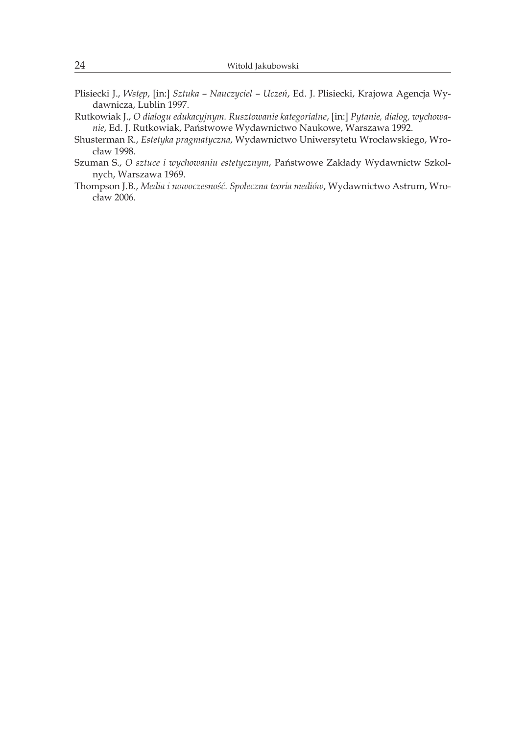Plisiecki J., *Wstęp*, [in:] *Sztuka – Nauczyciel – Uczeń*, Ed. J. Plisiecki, Krajowa Agencja Wydawnicza, Lublin 1997.

Rutkowiak J., *O dialogu edukacyjnym. Rusztowanie kategorialne*, [in:] *Pytanie, dialog, wychowanie*, Ed. J. Rutkowiak, Państwowe Wydawnictwo Naukowe, Warszawa 1992.

Shusterman R., *Estetyka pragmatyczna*, Wydawnictwo Uniwersytetu Wrocławskiego, Wrocław 1998.

Szuman S., *O sztuce i wychowaniu estetycznym*, Państwowe Zakłady Wydawnictw Szkolnych, Warszawa 1969.

Thompson J.B., *Media i nowoczesność. Społeczna teoria mediów*, Wydawnictwo Astrum, Wrocław 2006.